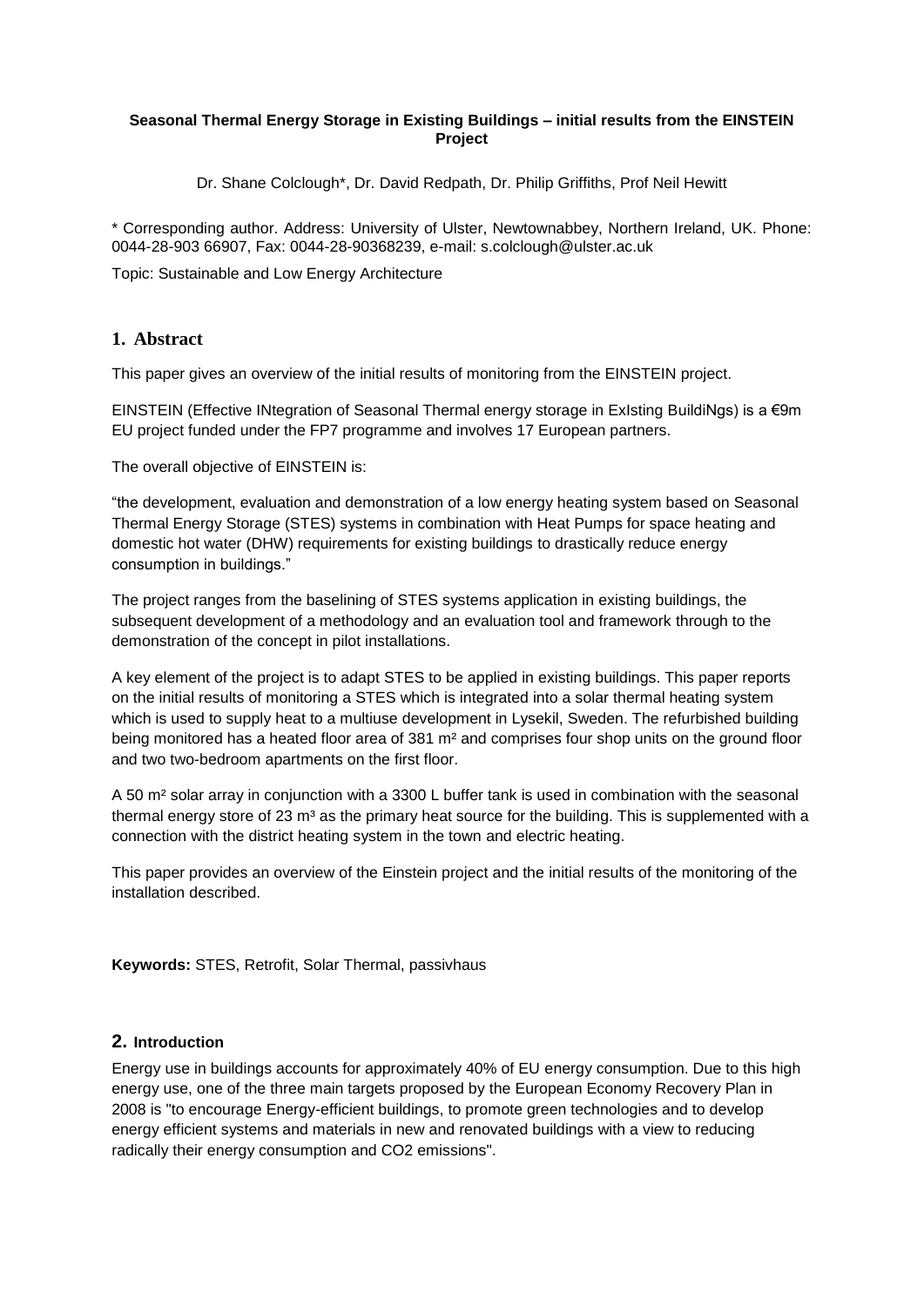**Seasonal Thermal Energy Storage in Existing Buildings – initial results from the EINSTEIN Project**

Dr. Shane Colclough*, Dr. David Redpath, Dr. Philip Griffiths, Prof Neil Hewitt

\* Corresponding author. Address: University of Ulster, Newtownabbey, Northern Ireland, UK. Phone: 0044-28-903 66907, Fax: 0044-28-90368239, e-mail: s.colclough@ulster.ac.uk

Topic: Sustainable and Low Energy Architecture

## 1. Abstract

This paper gives an overview of the initial results of monitoring from the EINSTEIN project.

EINSTEIN (Effective INtegration of Seasonal Thermal energy storage in ExIsting BuildiNgs) is a €9m EU project funded under the FP7 programme and involves 17 European partners.

The overall objective of EINSTEIN is:

"the development, evaluation and demonstration of a low energy heating system based on Seasonal Thermal Energy Storage (STES) systems in combination with Heat Pumps for space heating and domestic hot water (DHW) requirements for existing buildings to drastically reduce energy consumption in buildings."

The project ranges from the baselining of STES systems application in existing buildings, the subsequent development of a methodology and an evaluation tool and framework through to the demonstration of the concept in pilot installations.

A key element of the project is to adapt STES to be applied in existing buildings. This paper reports on the initial results of monitoring a STES which is integrated into a solar thermal heating system which is used to supply heat to a multiuse development in Lysekil, Sweden. The refurbished building being monitored has a heated floor area of 381 m² and comprises four shop units on the ground floor and two two-bedroom apartments on the first floor.

A 50 m² solar array in conjunction with a 3300 L buffer tank is used in combination with the seasonal thermal energy store of 23 m³ as the primary heat source for the building. This is supplemented with a connection with the district heating system in the town and electric heating.

This paper provides an overview of the Einstein project and the initial results of the monitoring of the installation described.

**Keywords:** STES, Retrofit, Solar Thermal, passivhaus

## 2. Introduction

Energy use in buildings accounts for approximately 40% of EU energy consumption. Due to this high energy use, one of the three main targets proposed by the European Economy Recovery Plan in 2008 is "to encourage Energy-efficient buildings, to promote green technologies and to develop energy efficient systems and materials in new and renovated buildings with a view to reducing radically their energy consumption and CO2 emissions".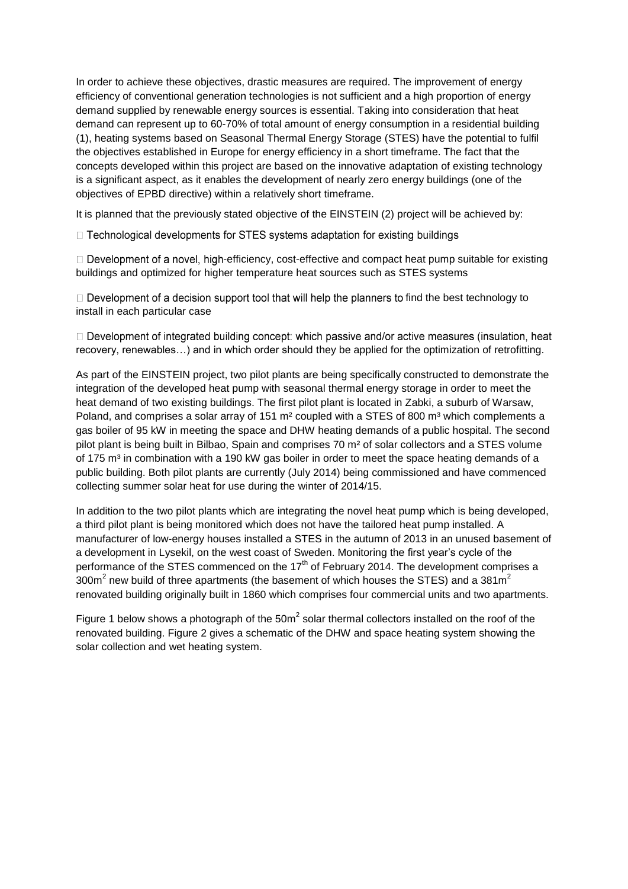In order to achieve these objectives, drastic measures are required. The improvement of energy efficiency of conventional generation technologies is not sufficient and a high proportion of energy demand supplied by renewable energy sources is essential. Taking into consideration that heat demand can represent up to 60-70% of total amount of energy consumption in a residential building (1), heating systems based on Seasonal Thermal Energy Storage (STES) have the potential to fulfil the objectives established in Europe for energy efficiency in a short timeframe. The fact that the concepts developed within this project are based on the innovative adaptation of existing technology is a significant aspect, as it enables the development of nearly zero energy buildings (one of the objectives of EPBD directive) within a relatively short timeframe.

It is planned that the previously stated objective of the EINSTEIN (2) project will be achieved by:

- Technological developments for STES systems adaptation for existing buildings
- Development of a novel, high-efficiency, cost-effective and compact heat pump suitable for existing buildings and optimized for higher temperature heat sources such as STES systems
- Development of a decision support tool that will help the planners to find the best technology to install in each particular case
- Development of integrated building concept: which passive and/or active measures (insulation, heat recovery, renewables…) and in which order should they be applied for the optimization of retrofitting.

As part of the EINSTEIN project, two pilot plants are being specifically constructed to demonstrate the integration of the developed heat pump with seasonal thermal energy storage in order to meet the heat demand of two existing buildings. The first pilot plant is located in Zabki, a suburb of Warsaw, Poland, and comprises a solar array of 151 m² coupled with a STES of 800 m³ which complements a gas boiler of 95 kW in meeting the space and DHW heating demands of a public hospital. The second pilot plant is being built in Bilbao, Spain and comprises 70 m² of solar collectors and a STES volume of 175 m³ in combination with a 190 kW gas boiler in order to meet the space heating demands of a public building. Both pilot plants are currently (July 2014) being commissioned and have commenced collecting summer solar heat for use during the winter of 2014/15.

In addition to the two pilot plants which are integrating the novel heat pump which is being developed, a third pilot plant is being monitored which does not have the tailored heat pump installed. A manufacturer of low-energy houses installed a STES in the autumn of 2013 in an unused basement of a development in Lysekil, on the west coast of Sweden. Monitoring the first year's cycle of the performance of the STES commenced on the 17th of February 2014. The development comprises a 300m² new build of three apartments (the basement of which houses the STES) and a 381m² renovated building originally built in 1860 which comprises four commercial units and two apartments.

Figure 1 below shows a photograph of the 50m² solar thermal collectors installed on the roof of the renovated building. Figure 2 gives a schematic of the DHW and space heating system showing the solar collection and wet heating system.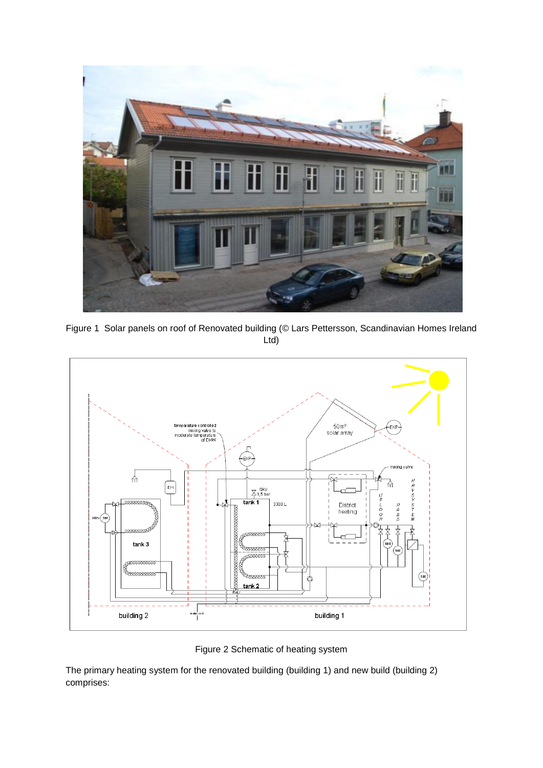Figure 1 Solar panels on roof of Renovated building (© Lars Pettersson, Scandinavian Homes Ireland Ltd)

Figure 2 Schematic of heating system

The primary heating system for the renovated building (building 1) and new build (building 2) comprises: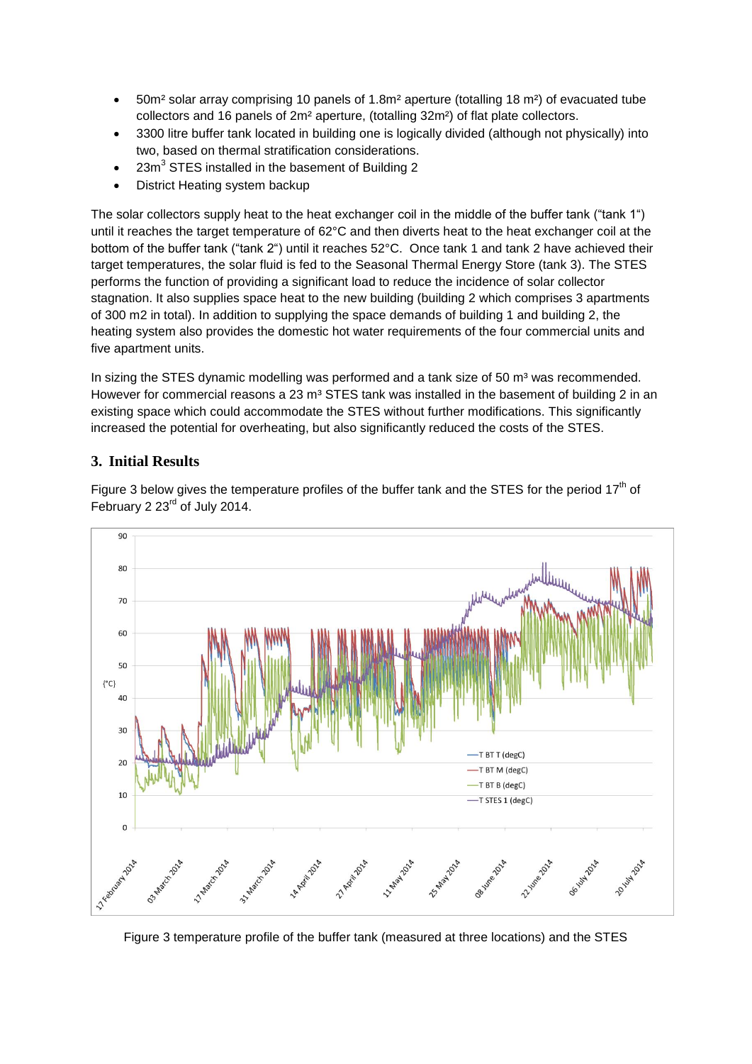- 50m² solar array comprising 10 panels of 1.8m² aperture (totalling 18 m²) of evacuated tube collectors and 16 panels of 2m² aperture, (totalling 32m²) of flat plate collectors.
- 3300 litre buffer tank located in building one is logically divided (although not physically) into two, based on thermal stratification considerations.
- $23m^3$ STES installed in the basement of Building 2
- District Heating system backup

The solar collectors supply heat to the heat exchanger coil in the middle of the buffer tank ("tank 1") until it reaches the target temperature of 62°C and then diverts heat to the heat exchanger coil at the bottom of the buffer tank ("tank 2") until it reaches 52°C. Once tank 1 and tank 2 have achieved their target temperatures, the solar fluid is fed to the Seasonal Thermal Energy Store (tank 3). The STES performs the function of providing a significant load to reduce the incidence of solar collector stagnation. It also supplies space heat to the new building (building 2 which comprises 3 apartments of 300 m2 in total). In addition to supplying the space demands of building 1 and building 2, the heating system also provides the domestic hot water requirements of the four commercial units and five apartment units.

In sizing the STES dynamic modelling was performed and a tank size of 50 m³ was recommended. However for commercial reasons a 23 m³ STES tank was installed in the basement of building 2 in an existing space which could accommodate the STES without further modifications. This significantly increased the potential for overheating, but also significantly reduced the costs of the STES.

## 3. Initial Results

Figure 3 below gives the temperature profiles of the buffer tank and the STES for the period 17th of February 2 23rd of July 2014.

Figure 3 temperature profile of the buffer tank (measured at three locations) and the STES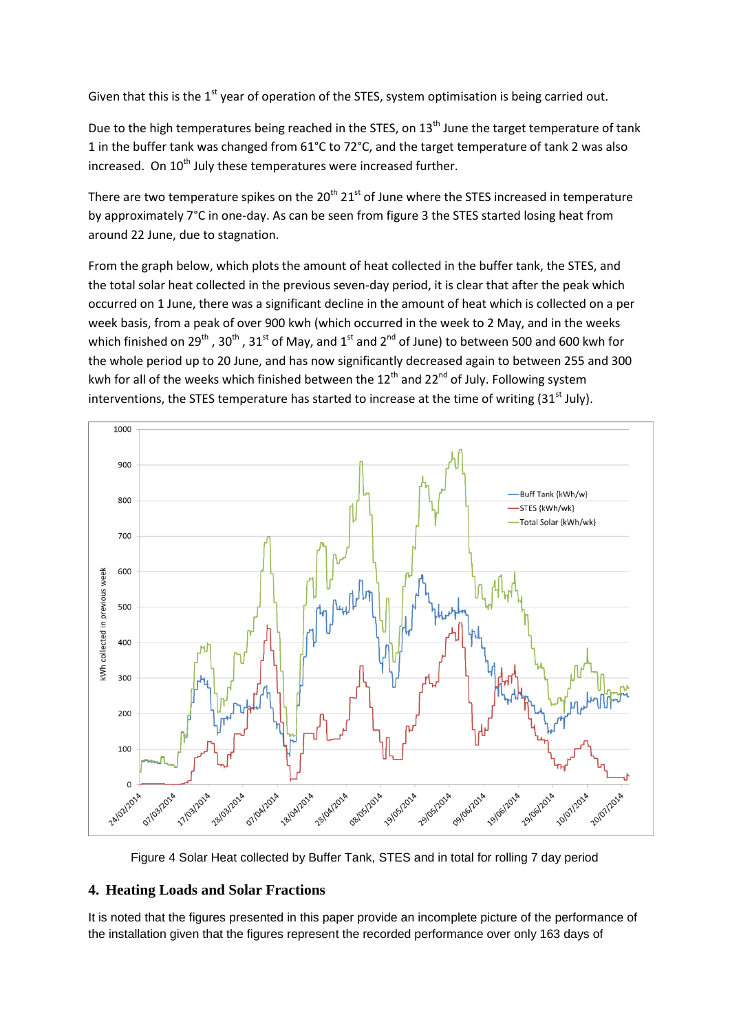Given that this is the 1st year of operation of the STES, system optimisation is being carried out.

Due to the high temperatures being reached in the STES, on 13th June the target temperature of tank 1 in the buffer tank was changed from 61°C to 72°C, and the target temperature of tank 2 was also increased. On 10th July these temperatures were increased further.

There are two temperature spikes on the 20th 21st of June where the STES increased in temperature by approximately 7°C in one-day. As can be seen from figure 3 the STES started losing heat from around 22 June, due to stagnation.

From the graph below, which plots the amount of heat collected in the buffer tank, the STES, and the total solar heat collected in the previous seven-day period, it is clear that after the peak which occurred on 1 June, there was a significant decline in the amount of heat which is collected on a per week basis, from a peak of over 900 kwh (which occurred in the week to 2 May, and in the weeks which finished on 29th, 30th, 31st of May, and 1st and 2nd of June) to between 500 and 600 kwh for the whole period up to 20 June, and has now significantly decreased again to between 255 and 300 kwh for all of the weeks which finished between the 12th and 22nd of July. Following system interventions, the STES temperature has started to increase at the time of writing (31st July).

Figure 4 Solar Heat collected by Buffer Tank, STES and in total for rolling 7 day period

## 4. Heating Loads and Solar Fractions

It is noted that the figures presented in this paper provide an incomplete picture of the performance of the installation given that the figures represent the recorded performance over only 163 days of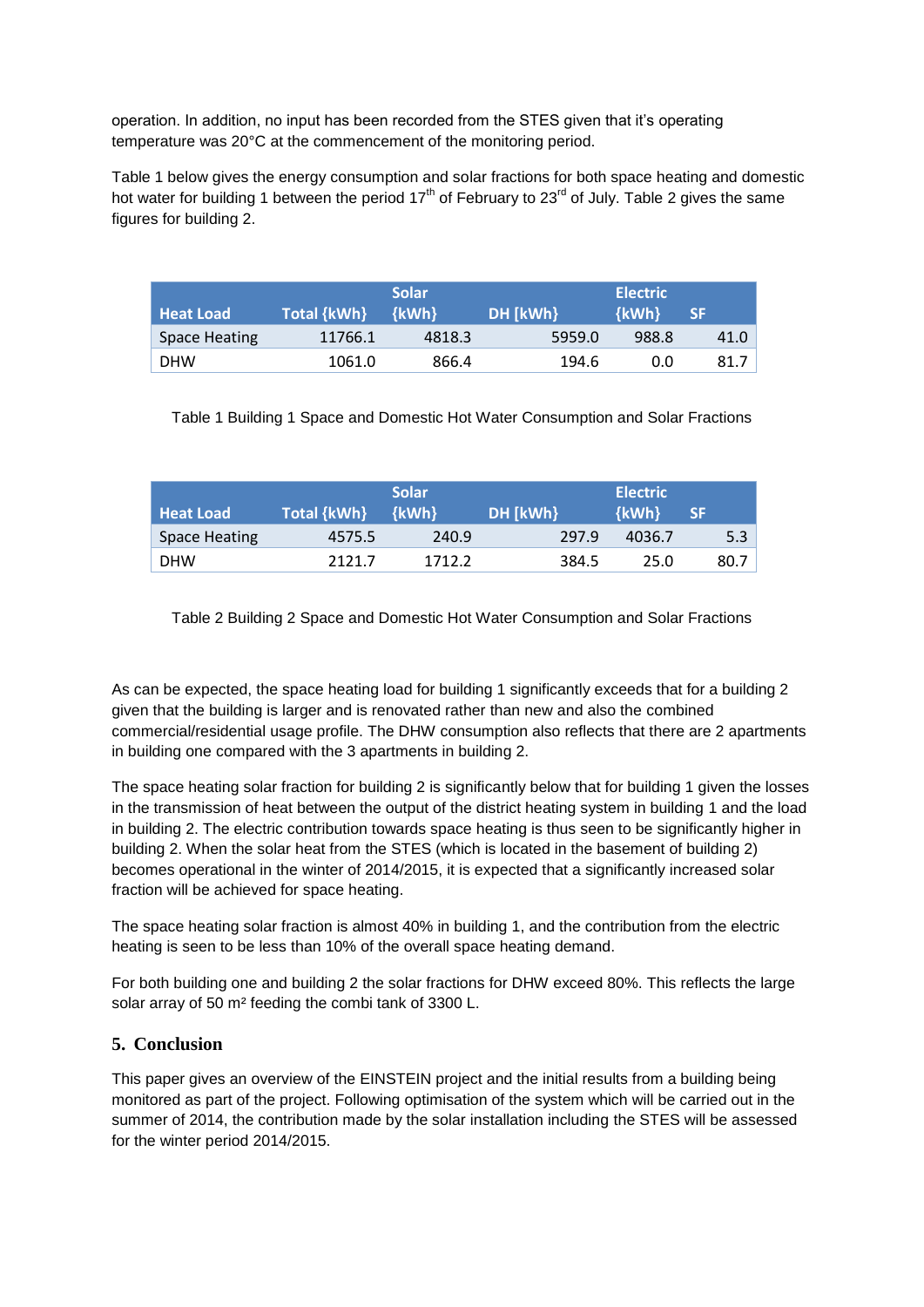operation. In addition, no input has been recorded from the STES given that it's operating temperature was 20°C at the commencement of the monitoring period.

Table 1 below gives the energy consumption and solar fractions for both space heating and domestic hot water for building 1 between the period 17th of February to 23rd of July. Table 2 gives the same figures for building 2.

| Heat Load | Total {kWh} | Solar {kWh} | DH [kWh} | Electric {kWh} | SF |
|---|---|---|---|---|---|
| Space Heating | 11766.1 | 4818.3 | 5959.0 | 988.8 | 41.0 |
| DHW | 1061.0 | 866.4 | 194.6 | 0.0 | 81.7 |

Table 1 Building 1 Space and Domestic Hot Water Consumption and Solar Fractions

| Heat Load | Total {kWh} | Solar {kWh} | DH [kWh} | Electric {kWh} | SF |
|---|---|---|---|---|---|
| Space Heating | 4575.5 | 240.9 | 297.9 | 4036.7 | 5.3 |
| DHW | 2121.7 | 1712.2 | 384.5 | 25.0 | 80.7 |

Table 2 Building 2 Space and Domestic Hot Water Consumption and Solar Fractions

As can be expected, the space heating load for building 1 significantly exceeds that for a building 2 given that the building is larger and is renovated rather than new and also the combined commercial/residential usage profile. The DHW consumption also reflects that there are 2 apartments in building one compared with the 3 apartments in building 2.

The space heating solar fraction for building 2 is significantly below that for building 1 given the losses in the transmission of heat between the output of the district heating system in building 1 and the load in building 2. The electric contribution towards space heating is thus seen to be significantly higher in building 2. When the solar heat from the STES (which is located in the basement of building 2) becomes operational in the winter of 2014/2015, it is expected that a significantly increased solar fraction will be achieved for space heating.

The space heating solar fraction is almost 40% in building 1, and the contribution from the electric heating is seen to be less than 10% of the overall space heating demand.

For both building one and building 2 the solar fractions for DHW exceed 80%. This reflects the large solar array of 50 m² feeding the combi tank of 3300 L.

## 5. Conclusion

This paper gives an overview of the EINSTEIN project and the initial results from a building being monitored as part of the project. Following optimisation of the system which will be carried out in the summer of 2014, the contribution made by the solar installation including the STES will be assessed for the winter period 2014/2015.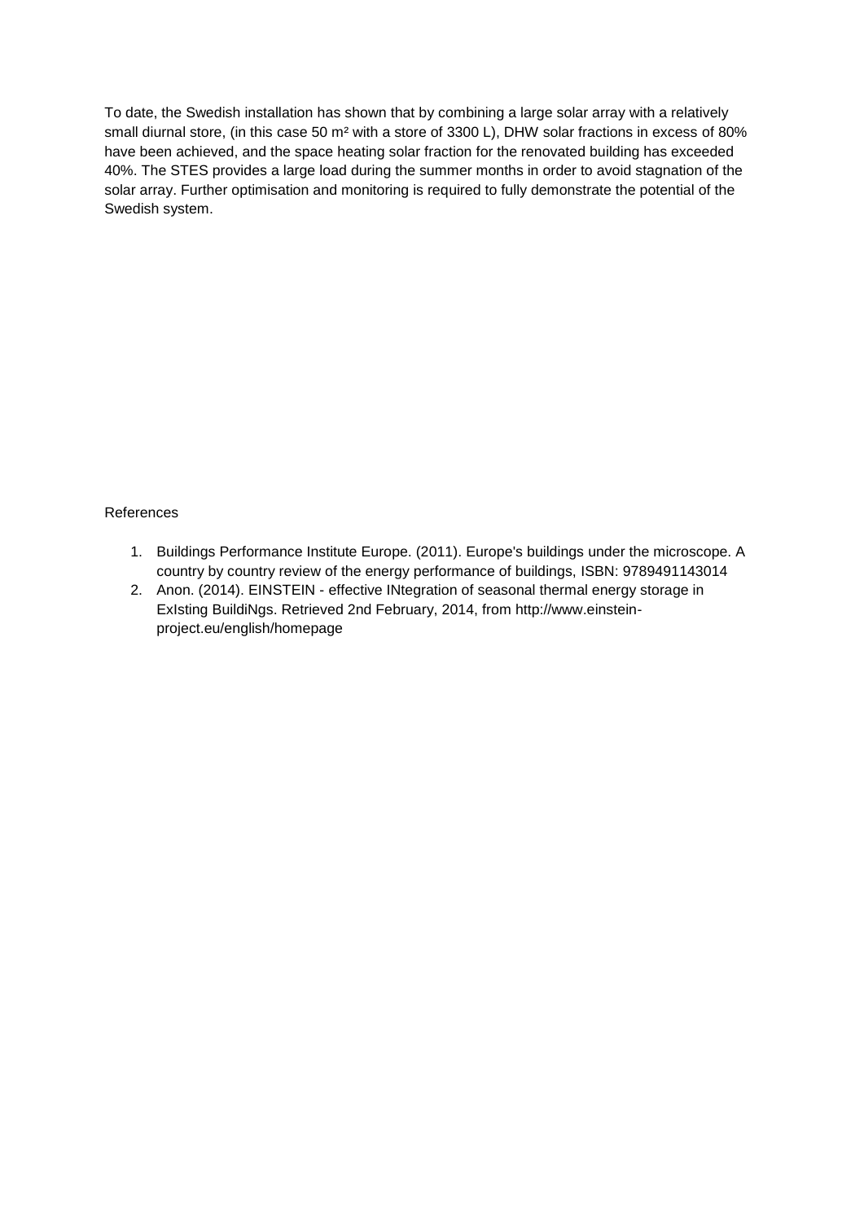To date, the Swedish installation has shown that by combining a large solar array with a relatively small diurnal store, (in this case 50 m² with a store of 3300 L), DHW solar fractions in excess of 80% have been achieved, and the space heating solar fraction for the renovated building has exceeded 40%. The STES provides a large load during the summer months in order to avoid stagnation of the solar array. Further optimisation and monitoring is required to fully demonstrate the potential of the Swedish system.

References

1. Buildings Performance Institute Europe. (2011). Europe's buildings under the microscope. A country by country review of the energy performance of buildings, ISBN: 9789491143014
2. Anon. (2014). EINSTEIN - effective INtegration of seasonal thermal energy storage in ExIsting BuildiNgs. Retrieved 2nd February, 2014, from http://www.einstein-project.eu/english/homepage